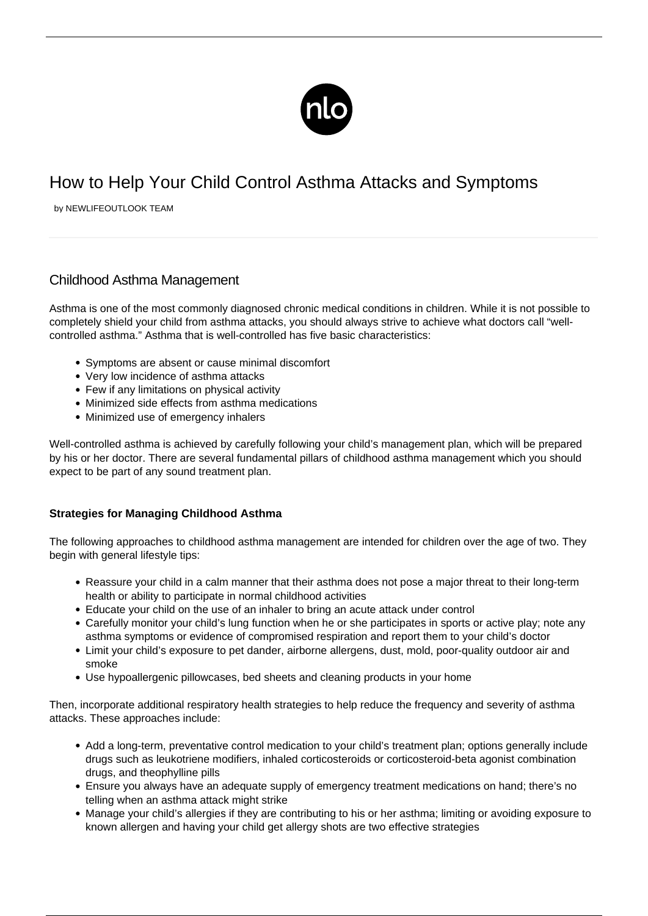# How to Help Your Child Control Asthma Attacks and Symptoms

by NEWLIFEOUTLOOK TEAM

## Childhood Asthma Management

Asthma is one of the most commonly diagnosed chronic medical conditions in children. While it is not possible to completely shield your child from asthma attacks, you should always strive to achieve what doctors call "well-controlled asthma." Asthma that is well-controlled has five basic characteristics:

- Symptoms are absent or cause minimal discomfort
- Very low incidence of asthma attacks
- Few if any limitations on physical activity
- Minimized side effects from asthma medications
- Minimized use of emergency inhalers

Well-controlled asthma is achieved by carefully following your child's management plan, which will be prepared by his or her doctor. There are several fundamental pillars of childhood asthma management which you should expect to be part of any sound treatment plan.

### Strategies for Managing Childhood Asthma

The following approaches to childhood asthma management are intended for children over the age of two. They begin with general lifestyle tips:

- Reassure your child in a calm manner that their asthma does not pose a major threat to their long-term health or ability to participate in normal childhood activities
- Educate your child on the use of an inhaler to bring an acute attack under control
- Carefully monitor your child's lung function when he or she participates in sports or active play; note any asthma symptoms or evidence of compromised respiration and report them to your child's doctor
- Limit your child's exposure to pet dander, airborne allergens, dust, mold, poor-quality outdoor air and smoke
- Use hypoallergenic pillowcases, bed sheets and cleaning products in your home

Then, incorporate additional respiratory health strategies to help reduce the frequency and severity of asthma attacks. These approaches include:

- Add a long-term, preventative control medication to your child's treatment plan; options generally include drugs such as leukotriene modifiers, inhaled corticosteroids or corticosteroid-beta agonist combination drugs, and theophylline pills
- Ensure you always have an adequate supply of emergency treatment medications on hand; there's no telling when an asthma attack might strike
- Manage your child's allergies if they are contributing to his or her asthma; limiting or avoiding exposure to known allergen and having your child get allergy shots are two effective strategies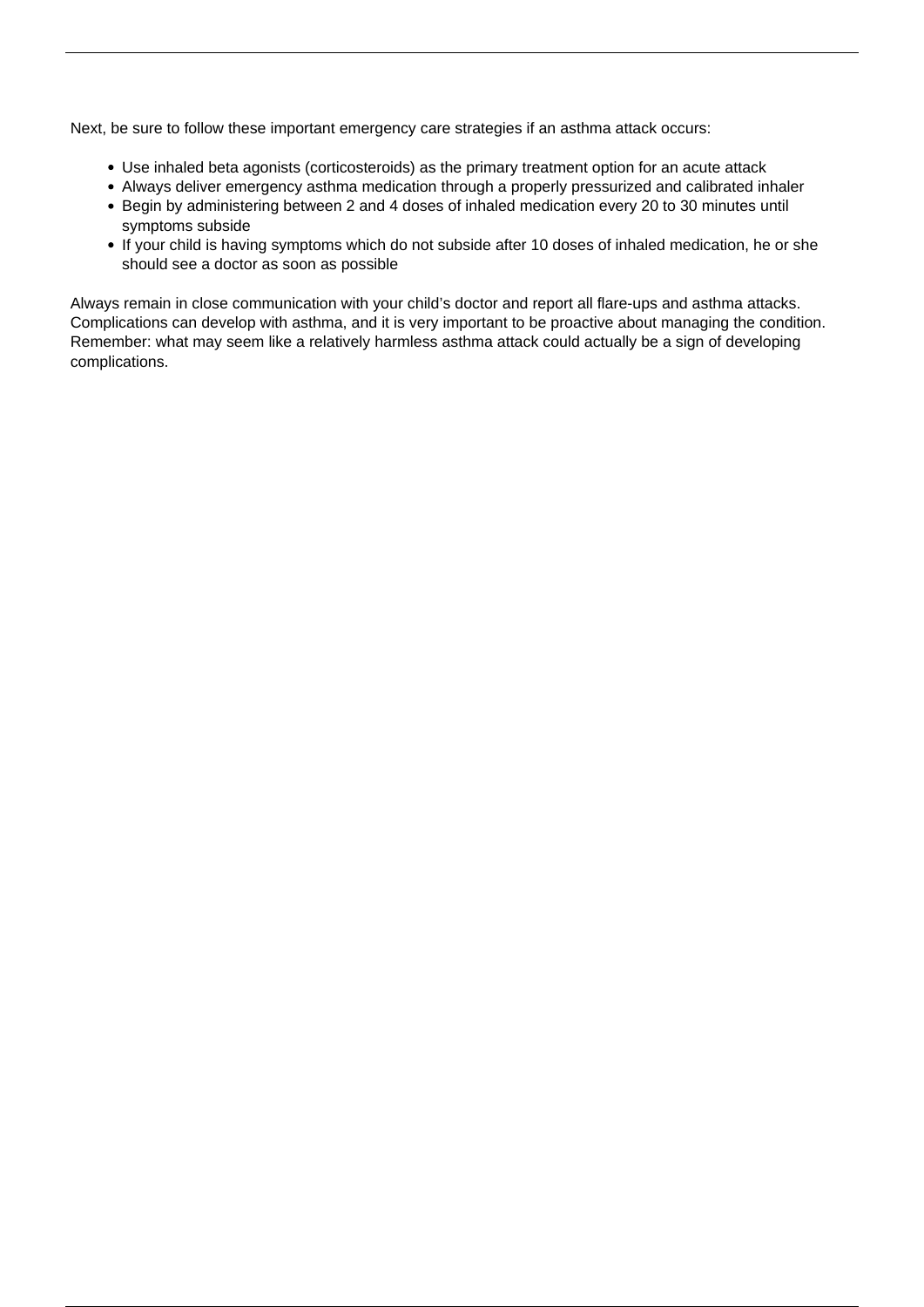Next, be sure to follow these important emergency care strategies if an asthma attack occurs:

- Use inhaled beta agonists (corticosteroids) as the primary treatment option for an acute attack
- Always deliver emergency asthma medication through a properly pressurized and calibrated inhaler
- Begin by administering between 2 and 4 doses of inhaled medication every 20 to 30 minutes until symptoms subside
- If your child is having symptoms which do not subside after 10 doses of inhaled medication, he or she should see a doctor as soon as possible

Always remain in close communication with your child's doctor and report all flare-ups and asthma attacks. Complications can develop with asthma, and it is very important to be proactive about managing the condition. Remember: what may seem like a relatively harmless asthma attack could actually be a sign of developing complications.